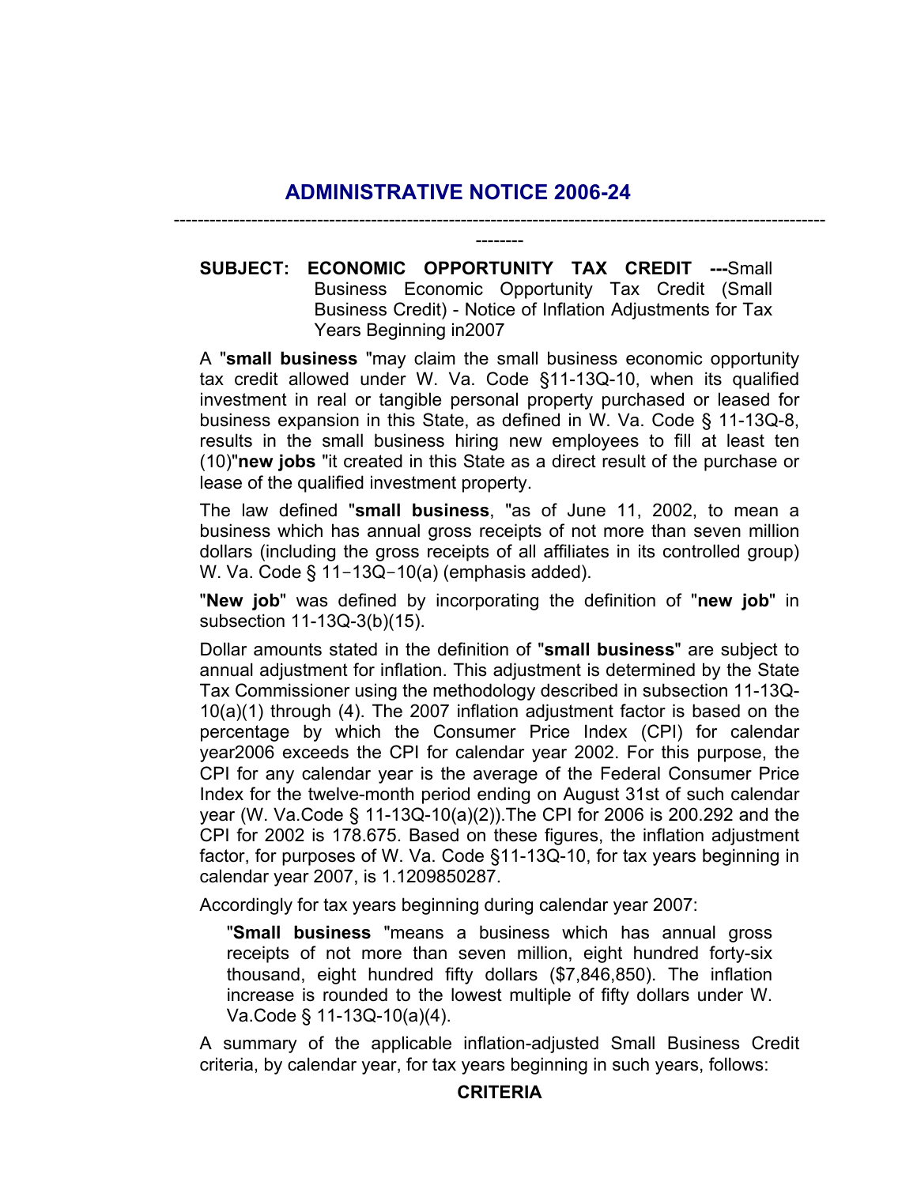# ADMINISTRATIVE NOTICE 2006-24

---

**SUBJECT: ECONOMIC OPPORTUNITY TAX CREDIT ---**Small Business Economic Opportunity Tax Credit (Small Business Credit) - Notice of Inflation Adjustments for Tax Years Beginning in2007

A "**small business** "may claim the small business economic opportunity tax credit allowed under W. Va. Code §11-13Q-10, when its qualified investment in real or tangible personal property purchased or leased for business expansion in this State, as defined in W. Va. Code § 11-13Q-8, results in the small business hiring new employees to fill at least ten (10)"**new jobs** "it created in this State as a direct result of the purchase or lease of the qualified investment property.

The law defined "**small business**, "as of June 11, 2002, to mean a business which has annual gross receipts of not more than seven million dollars (including the gross receipts of all affiliates in its controlled group) W. Va. Code § 11-13Q-10(a) (emphasis added).

"**New job**" was defined by incorporating the definition of "**new job**" in subsection 11-13Q-3(b)(15).

Dollar amounts stated in the definition of "**small business**" are subject to annual adjustment for inflation. This adjustment is determined by the State Tax Commissioner using the methodology described in subsection 11-13Q-10(a)(1) through (4). The 2007 inflation adjustment factor is based on the percentage by which the Consumer Price Index (CPI) for calendar year2006 exceeds the CPI for calendar year 2002. For this purpose, the CPI for any calendar year is the average of the Federal Consumer Price Index for the twelve-month period ending on August 31st of such calendar year (W. Va.Code § 11-13Q-10(a)(2)).The CPI for 2006 is 200.292 and the CPI for 2002 is 178.675. Based on these figures, the inflation adjustment factor, for purposes of W. Va. Code §11-13Q-10, for tax years beginning in calendar year 2007, is 1.1209850287.

Accordingly for tax years beginning during calendar year 2007:

> "**Small business** "means a business which has annual gross receipts of not more than seven million, eight hundred forty-six thousand, eight hundred fifty dollars ($7,846,850). The inflation increase is rounded to the lowest multiple of fifty dollars under W. Va.Code § 11-13Q-10(a)(4).

A summary of the applicable inflation-adjusted Small Business Credit criteria, by calendar year, for tax years beginning in such years, follows:

**CRITERIA**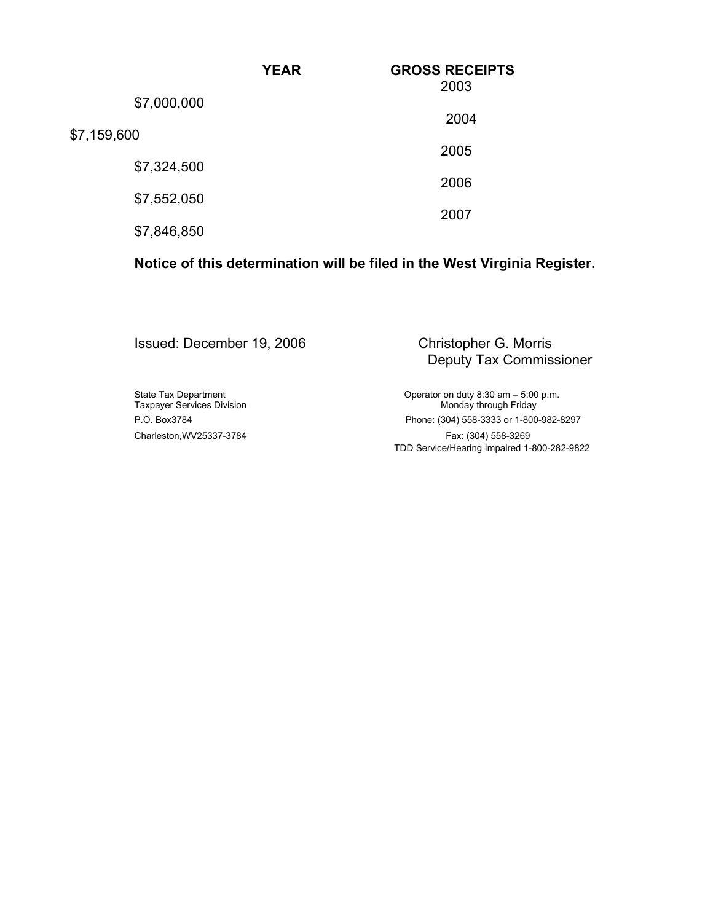| YEAR | GROSS RECEIPTS |
|---|---|
| 2003 | $7,000,000 |
| 2004 | $7,159,600 |
| 2005 | $7,324,500 |
| 2006 | $7,552,050 |
| 2007 | $7,846,850 |

**Notice of this determination will be filed in the West Virginia Register.**

Issued: December 19, 2006

Christopher G. Morris
Deputy Tax Commissioner

State Tax Department
Taxpayer Services Division
P.O. Box3784
Charleston,WV25337-3784

Operator on duty 8:30 am – 5:00 p.m.
Monday through Friday
Phone: (304) 558-3333 or 1-800-982-8297
Fax: (304) 558-3269
TDD Service/Hearing Impaired 1-800-282-9822